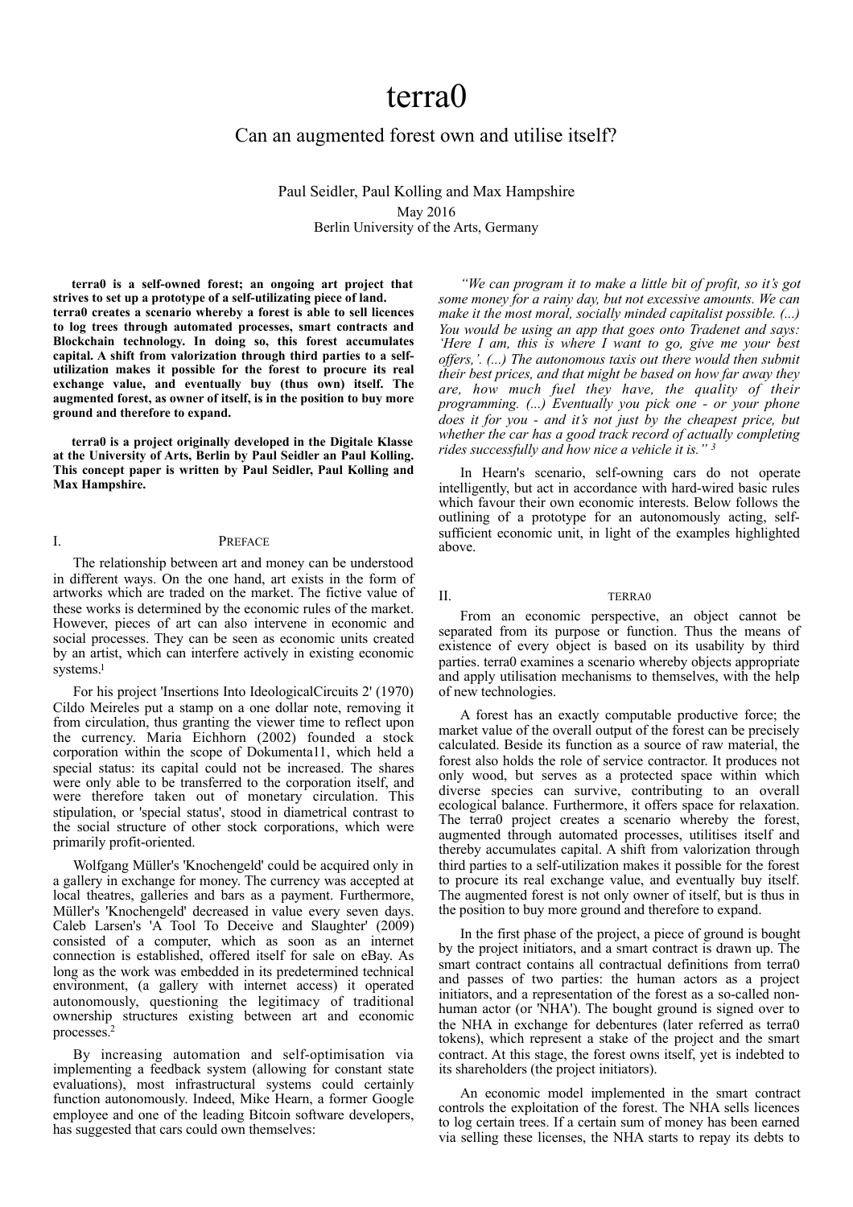# terra0

## Can an augmented forest own and utilise itself?

Paul Seidler, Paul Kolling and Max Hampshire

May 2016

Berlin University of the Arts, Germany

**terra0 is a self-owned forest; an ongoing art project that strives to set up a prototype of a self-utilizating piece of land. terra0 creates a scenario whereby a forest is able to sell licences to log trees through automated processes, smart contracts and Blockchain technology. In doing so, this forest accumulates capital. A shift from valorization through third parties to a self-utilization makes it possible for the forest to procure its real exchange value, and eventually buy (thus own) itself. The augmented forest, as owner of itself, is in the position to buy more ground and therefore to expand.**

**terra0 is a project originally developed in the Digitale Klasse at the University of Arts, Berlin by Paul Seidler an Paul Kolling. This concept paper is written by Paul Seidler, Paul Kolling and Max Hampshire.**

## I. Preface

The relationship between art and money can be understood in different ways. On the one hand, art exists in the form of artworks which are traded on the market. The fictive value of these works is determined by the economic rules of the market. However, pieces of art can also intervene in economic and social processes. They can be seen as economic units created by an artist, which can interfere actively in existing economic systems.[1]

For his project 'Insertions Into IdeologicalCircuits 2' (1970) Cildo Meireles put a stamp on a one dollar note, removing it from circulation, thus granting the viewer time to reflect upon the currency. Maria Eichhorn (2002) founded a stock corporation within the scope of Dokumenta11, which held a special status: its capital could not be increased. The shares were only able to be transferred to the corporation itself, and were therefore taken out of monetary circulation. This stipulation, or 'special status', stood in diametrical contrast to the social structure of other stock corporations, which were primarily profit-oriented.

Wolfgang Müller's 'Knochengeld' could be acquired only in a gallery in exchange for money. The currency was accepted at local theatres, galleries and bars as a payment. Furthermore, Müller's 'Knochengeld' decreased in value every seven days. Caleb Larsen's 'A Tool To Deceive and Slaughter' (2009) consisted of a computer, which as soon as an internet connection is established, offered itself for sale on eBay. As long as the work was embedded in its predetermined technical environment, (a gallery with internet access) it operated autonomously, questioning the legitimacy of traditional ownership structures existing between art and economic processes.[2]

By increasing automation and self-optimisation via implementing a feedback system (allowing for constant state evaluations), most infrastructural systems could certainly function autonomously. Indeed, Mike Hearn, a former Google employee and one of the leading Bitcoin software developers, has suggested that cars could own themselves:

*"We can program it to make a little bit of profit, so it's got some money for a rainy day, but not excessive amounts. We can make it the most moral, socially minded capitalist possible. (...) You would be using an app that goes onto Tradenet and says: 'Here I am, this is where I want to go, give me your best offers,'. (...) The autonomous taxis out there would then submit their best prices, and that might be based on how far away they are, how much fuel they have, the quality of their programming. (...) Eventually you pick one - or your phone does it for you - and it's not just by the cheapest price, but whether the car has a good track record of actually completing rides successfully and how nice a vehicle it is."* [3]

In Hearn's scenario, self-owning cars do not operate intelligently, but act in accordance with hard-wired basic rules which favour their own economic interests. Below follows the outlining of a prototype for an autonomously acting, self-sufficient economic unit, in light of the examples highlighted above.

## II. terra0

From an economic perspective, an object cannot be separated from its purpose or function. Thus the means of existence of every object is based on its usability by third parties. terra0 examines a scenario whereby objects appropriate and apply utilisation mechanisms to themselves, with the help of new technologies.

A forest has an exactly computable productive force; the market value of the overall output of the forest can be precisely calculated. Beside its function as a source of raw material, the forest also holds the role of service contractor. It produces not only wood, but serves as a protected space within which diverse species can survive, contributing to an overall ecological balance. Furthermore, it offers space for relaxation. The terra0 project creates a scenario whereby the forest, augmented through automated processes, utilitises itself and thereby accumulates capital. A shift from valorization through third parties to a self-utilization makes it possible for the forest to procure its real exchange value, and eventually buy itself. The augmented forest is not only owner of itself, but is thus in the position to buy more ground and therefore to expand.

In the first phase of the project, a piece of ground is bought by the project initiators, and a smart contract is drawn up. The smart contract contains all contractual definitions from terra0 and passes of two parties: the human actors as a project initiators, and a representation of the forest as a so-called non-human actor (or 'NHA'). The bought ground is signed over to the NHA in exchange for debentures (later referred as terra0 tokens), which represent a stake of the project and the smart contract. At this stage, the forest owns itself, yet is indebted to its shareholders (the project initiators).

An economic model implemented in the smart contract controls the exploitation of the forest. The NHA sells licences to log certain trees. If a certain sum of money has been earned via selling these licenses, the NHA starts to repay its debts to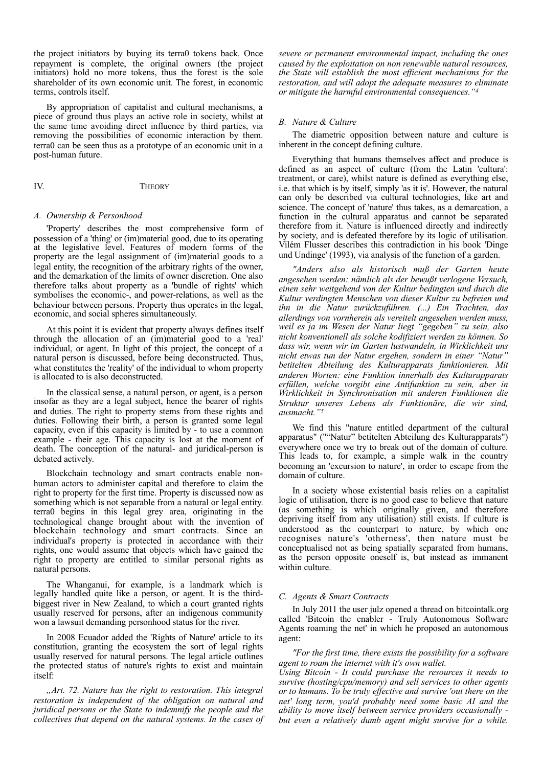the project initiators by buying its terra0 tokens back. Once repayment is complete, the original owners (the project initiators) hold no more tokens, thus the forest is the sole shareholder of its own economic unit. The forest, in economic terms, controls itself.

By appropriation of capitalist and cultural mechanisms, a piece of ground thus plays an active role in society, whilst at the same time avoiding direct influence by third parties, via removing the possibilities of economic interaction by them. terra0 can be seen thus as a prototype of an economic unit in a post-human future.

## IV. Theory

### A. Ownership & Personhood

'Property' describes the most comprehensive form of possession of a 'thing' or (im)material good, due to its operating at the legislative level. Features of modern forms of the property are the legal assignment of (im)material goods to a legal entity, the recognition of the arbitrary rights of the owner, and the demarkation of the limits of owner discretion. One also therefore talks about property as a 'bundle of rights' which symbolises the economic-, and power-relations, as well as the behaviour between persons. Property thus operates in the legal, economic, and social spheres simultaneously.

At this point it is evident that property always defines itself through the allocation of an (im)material good to a 'real' individual, or agent. In light of this project, the concept of a natural person is discussed, before being deconstructed. Thus, what constitutes the 'reality' of the individual to whom property is allocated to is also deconstructed.

In the classical sense, a natural person, or agent, is a person insofar as they are a legal subject, hence the bearer of rights and duties. The right to property stems from these rights and duties. Following their birth, a person is granted some legal capacity, even if this capacity is limited by - to use a common example - their age. This capacity is lost at the moment of death. The conception of the natural- and juridical-person is debated actively.

Blockchain technology and smart contracts enable non-human actors to administer capital and therefore to claim the right to property for the first time. Property is discussed now as something which is not separable from a natural or legal entity. terra0 begins in this legal grey area, originating in the technological change brought about with the invention of blockchain technology and smart contracts. Since an individual's property is protected in accordance with their rights, one would assume that objects which have gained the right to property are entitled to similar personal rights as natural persons.

The Whanganui, for example, is a landmark which is legally handled quite like a person, or agent. It is the third-biggest river in New Zealand, to which a court granted rights usually reserved for persons, after an indigenous community won a lawsuit demanding personhood status for the river.

In 2008 Ecuador added the 'Rights of Nature' article to its constitution, granting the ecosystem the sort of legal rights usually reserved for natural persons. The legal article outlines the protected status of nature's rights to exist and maintain itself:

*„Art. 72. Nature has the right to restoration. This integral restoration is independent of the obligation on natural and juridical persons or the State to indemnify the people and the collectives that depend on the natural systems. In the cases of severe or permanent environmental impact, including the ones caused by the exploitation on non renewable natural resources, the State will establish the most efficient mechanisms for the restoration, and will adopt the adequate measures to eliminate or mitigate the harmful environmental consequences."[4]*

### B. Nature & Culture

The diametric opposition between nature and culture is inherent in the concept defining culture.

Everything that humans themselves affect and produce is defined as an aspect of culture (from the Latin 'cultura': treatment, or care), whilst nature is defined as everything else, i.e. that which is by itself, simply 'as it is'. However, the natural can only be described via cultural technologies, like art and science. The concept of 'nature' thus takes, as a demarcation, a function in the cultural apparatus and cannot be separated therefore from it. Nature is influenced directly and indirectly by society, and is defeated therefore by its logic of utilisation. Vilém Flusser describes this contradiction in his book 'Dinge und Undinge' (1993), via analysis of the function of a garden.

*"Anders also als historisch muß der Garten heute angesehen werden: nämlich als der bewußt verlogene Versuch, einen sehr weitgehend von der Kultur bedingten und durch die Kultur verdingten Menschen von dieser Kultur zu befreien und ihn in die Natur zurückzuführen. (...) Ein Trachten, das allerdings von vornherein als vereitelt angesehen werden muss, weil es ja im Wesen der Natur liegt "gegeben" zu sein, also nicht konventionell als solche kodifiziert werden zu können. So dass wir, wenn wir im Garten lustwandeln, in Wirklichkeit uns nicht etwas tun der Natur ergehen, sondern in einer "Natur" betitelten Abteilung des Kulturapparats funktionieren. Mit anderen Worten: eine Funktion innerhalb des Kulturapparats erfüllen, welche vorgibt eine Antifunktion zu sein, aber in Wirklichkeit in Synchronisation mit anderen Funktionen die Struktur unseres Lebens als Funktionäre, die wir sind, ausmacht."[5]*

We find this "nature entitled department of the cultural apparatus" ("“Natur” betitelten Abteilung des Kulturapparats") everywhere once we try to break out of the domain of culture. This leads to, for example, a simple walk in the country becoming an 'excursion to nature', in order to escape from the domain of culture.

In a society whose existential basis relies on a capitalist logic of utilisation, there is no good case to believe that nature (as something is which originally given, and therefore depriving itself from any utilisation) still exists. If culture is understood as the counterpart to nature, by which one recognises nature's 'otherness', then nature must be conceptualised not as being spatially separated from humans, as the person opposite oneself is, but instead as immanent within culture.

### C. Agents & Smart Contracts

In July 2011 the user julz opened a thread on bitcointalk.org called 'Bitcoin the enabler - Truly Autonomous Software Agents roaming the net' in which he proposed an autonomous agent:

*"For the first time, there exists the possibility for a software agent to roam the internet with it's own wallet.*
*Using Bitcoin - It could purchase the resources it needs to survive (hosting/cpu/memory) and sell services to other agents or to humans. To be truly effective and survive 'out there on the net' long term, you'd probably need some basic AI and the ability to move itself between service providers occasionally - but even a relatively dumb agent might survive for a while.*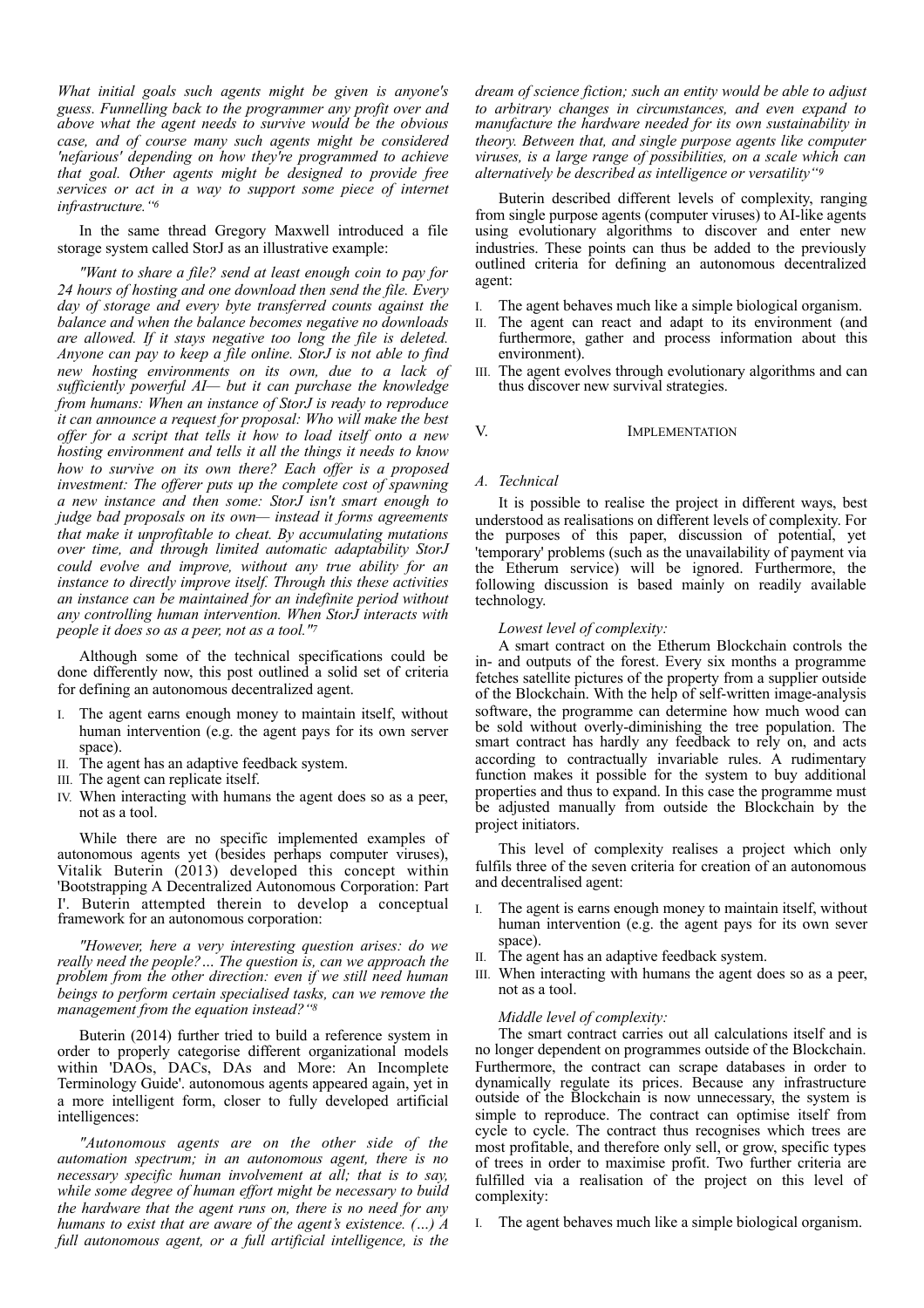*What initial goals such agents might be given is anyone's guess. Funnelling back to the programmer any profit over and above what the agent needs to survive would be the obvious case, and of course many such agents might be considered 'nefarious' depending on how they're programmed to achieve that goal. Other agents might be designed to provide free services or act in a way to support some piece of internet infrastructure."*[6]

In the same thread Gregory Maxwell introduced a file storage system called StorJ as an illustrative example:

*"Want to share a file? send at least enough coin to pay for 24 hours of hosting and one download then send the file. Every day of storage and every byte transferred counts against the balance and when the balance becomes negative no downloads are allowed. If it stays negative too long the file is deleted. Anyone can pay to keep a file online. StorJ is not able to find new hosting environments on its own, due to a lack of sufficiently powerful AI— but it can purchase the knowledge from humans: When an instance of StorJ is ready to reproduce it can announce a request for proposal: Who will make the best offer for a script that tells it how to load itself onto a new hosting environment and tells it all the things it needs to know how to survive on its own there? Each offer is a proposed investment: The offerer puts up the complete cost of spawning a new instance and then some: StorJ isn't smart enough to judge bad proposals on its own— instead it forms agreements that make it unprofitable to cheat. By accumulating mutations over time, and through limited automatic adaptability StorJ could evolve and improve, without any true ability for an instance to directly improve itself. Through this these activities an instance can be maintained for an indefinite period without any controlling human intervention. When StorJ interacts with people it does so as a peer, not as a tool."*[7]

Although some of the technical specifications could be done differently now, this post outlined a solid set of criteria for defining an autonomous decentralized agent.

I. The agent earns enough money to maintain itself, without human intervention (e.g. the agent pays for its own server space).
II. The agent has an adaptive feedback system.
III. The agent can replicate itself.
IV. When interacting with humans the agent does so as a peer, not as a tool.

While there are no specific implemented examples of autonomous agents yet (besides perhaps computer viruses), Vitalik Buterin (2013) developed this concept within 'Bootstrapping A Decentralized Autonomous Corporation: Part I'. Buterin attempted therein to develop a conceptual framework for an autonomous corporation:

*"However, here a very interesting question arises: do we really need the people?… The question is, can we approach the problem from the other direction: even if we still need human beings to perform certain specialised tasks, can we remove the management from the equation instead?"*[8]

Buterin (2014) further tried to build a reference system in order to properly categorise different organizational models within 'DAOs, DACs, DAs and More: An Incomplete Terminology Guide'. autonomous agents appeared again, yet in a more intelligent form, closer to fully developed artificial intelligences:

*"Autonomous agents are on the other side of the automation spectrum; in an autonomous agent, there is no necessary specific human involvement at all; that is to say, while some degree of human effort might be necessary to build the hardware that the agent runs on, there is no need for any humans to exist that are aware of the agent's existence. (…) A full autonomous agent, or a full artificial intelligence, is the dream of science fiction; such an entity would be able to adjust to arbitrary changes in circumstances, and even expand to manufacture the hardware needed for its own sustainability in theory. Between that, and single purpose agents like computer viruses, is a large range of possibilities, on a scale which can alternatively be described as intelligence or versatility"*[9]

Buterin described different levels of complexity, ranging from single purpose agents (computer viruses) to AI-like agents using evolutionary algorithms to discover and enter new industries. These points can thus be added to the previously outlined criteria for defining an autonomous decentralized agent:

I. The agent behaves much like a simple biological organism.
II. The agent can react and adapt to its environment (and furthermore, gather and process information about this environment).
III. The agent evolves through evolutionary algorithms and can thus discover new survival strategies.

## V. Implementation

### A. Technical

It is possible to realise the project in different ways, best understood as realisations on different levels of complexity. For the purposes of this paper, discussion of potential, yet 'temporary' problems (such as the unavailability of payment via the Etherum service) will be ignored. Furthermore, the following discussion is based mainly on readily available technology.

*Lowest level of complexity:*

A smart contract on the Etherum Blockchain controls the in- and outputs of the forest. Every six months a programme fetches satellite pictures of the property from a supplier outside of the Blockchain. With the help of self-written image-analysis software, the programme can determine how much wood can be sold without overly-diminishing the tree population. The smart contract has hardly any feedback to rely on, and acts according to contractually invariable rules. A rudimentary function makes it possible for the system to buy additional properties and thus to expand. In this case the programme must be adjusted manually from outside the Blockchain by the project initiators.

This level of complexity realises a project which only fulfils three of the seven criteria for creation of an autonomous and decentralised agent:

I. The agent is earns enough money to maintain itself, without human intervention (e.g. the agent pays for its own sever space).
II. The agent has an adaptive feedback system.
III. When interacting with humans the agent does so as a peer, not as a tool.

*Middle level of complexity:*

The smart contract carries out all calculations itself and is no longer dependent on programmes outside of the Blockchain. Furthermore, the contract can scrape databases in order to dynamically regulate its prices. Because any infrastructure outside of the Blockchain is now unnecessary, the system is simple to reproduce. The contract can optimise itself from cycle to cycle. The contract thus recognises which trees are most profitable, and therefore only sell, or grow, specific types of trees in order to maximise profit. Two further criteria are fulfilled via a realisation of the project on this level of complexity:

I. The agent behaves much like a simple biological organism.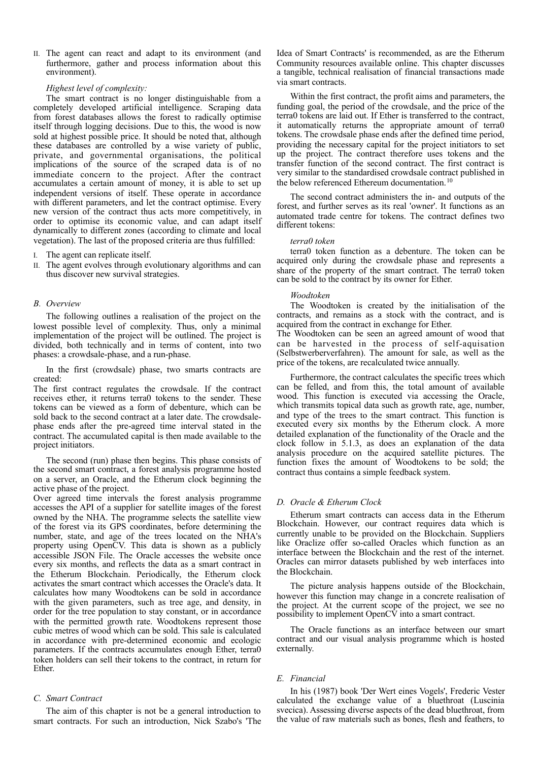II. The agent can react and adapt to its environment (and furthermore, gather and process information about this environment).

*Highest level of complexity:*

The smart contract is no longer distinguishable from a completely developed artificial intelligence. Scraping data from forest databases allows the forest to radically optimise itself through logging decisions. Due to this, the wood is now sold at highest possible price. It should be noted that, although these databases are controlled by a wise variety of public, private, and governmental organisations, the political implications of the source of the scraped data is of no immediate concern to the project. After the contract accumulates a certain amount of money, it is able to set up independent versions of itself. These operate in accordance with different parameters, and let the contract optimise. Every new version of the contract thus acts more competitively, in order to optimise its economic value, and can adapt itself dynamically to different zones (according to climate and local vegetation). The last of the proposed criteria are thus fulfilled:

I. The agent can replicate itself.
II. The agent evolves through evolutionary algorithms and can thus discover new survival strategies.

### B. Overview

The following outlines a realisation of the project on the lowest possible level of complexity. Thus, only a minimal implementation of the project will be outlined. The project is divided, both technically and in terms of content, into two phases: a crowdsale-phase, and a run-phase.

In the first (crowdsale) phase, two smarts contracts are created:
The first contract regulates the crowdsale. If the contract receives ether, it returns terra0 tokens to the sender. These tokens can be viewed as a form of debenture, which can be sold back to the second contract at a later date. The crowdsale-phase ends after the pre-agreed time interval stated in the contract. The accumulated capital is then made available to the project initiators.

The second (run) phase then begins. This phase consists of the second smart contract, a forest analysis programme hosted on a server, an Oracle, and the Etherum clock beginning the active phase of the project.
Over agreed time intervals the forest analysis programme accesses the API of a supplier for satellite images of the forest owned by the NHA. The programme selects the satellite view of the forest via its GPS coordinates, before determining the number, state, and age of the trees located on the NHA's property using OpenCV. This data is shown as a publicly accessible JSON File. The Oracle accesses the website once every six months, and reflects the data as a smart contract in the Etherum Blockchain. Periodically, the Etherum clock activates the smart contract which accesses the Oracle's data. It calculates how many Woodtokens can be sold in accordance with the given parameters, such as tree age, and density, in order for the tree population to stay constant, or in accordance with the permitted growth rate. Woodtokens represent those cubic metres of wood which can be sold. This sale is calculated in accordance with pre-determined economic and ecologic parameters. If the contracts accumulates enough Ether, terra0 token holders can sell their tokens to the contract, in return for Ether.

### C. Smart Contract

The aim of this chapter is not be a general introduction to smart contracts. For such an introduction, Nick Szabo's 'The Idea of Smart Contracts' is recommended, as are the Etherum Community resources available online. This chapter discusses a tangible, technical realisation of financial transactions made via smart contracts.

Within the first contract, the profit aims and parameters, the funding goal, the period of the crowdsale, and the price of the terra0 tokens are laid out. If Ether is transferred to the contract, it automatically returns the appropriate amount of terra0 tokens. The crowdsale phase ends after the defined time period, providing the necessary capital for the project initiators to set up the project. The contract therefore uses tokens and the transfer function of the second contract. The first contract is very similar to the standardised crowdsale contract published in the below referenced Ethereum documentation.[10]

The second contract administers the in- and outputs of the forest, and further serves as its real 'owner'. It functions as an automated trade centre for tokens. The contract defines two different tokens:

*terra0 token*

terra0 token function as a debenture. The token can be acquired only during the crowdsale phase and represents a share of the property of the smart contract. The terra0 token can be sold to the contract by its owner for Ether.

*Woodtoken*

The Woodtoken is created by the initialisation of the contracts, and remains as a stock with the contract, and is acquired from the contract in exchange for Ether.
The Woodtoken can be seen an agreed amount of wood that can be harvested in the process of self-aquisation (Selbstwerberverfahren). The amount for sale, as well as the price of the tokens, are recalculated twice annually.

Furthermore, the contract calculates the specific trees which can be felled, and from this, the total amount of available wood. This function is executed via accessing the Oracle, which transmits topical data such as growth rate, age, number, and type of the trees to the smart contract. This function is executed every six months by the Etherum clock. A more detailed explanation of the functionality of the Oracle and the clock follow in 5.1.3, as does an explanation of the data analysis procedure on the acquired satellite pictures. The function fixes the amount of Woodtokens to be sold; the contract thus contains a simple feedback system.

### D. Oracle & Etherum Clock

Etherum smart contracts can access data in the Etherum Blockchain. However, our contract requires data which is currently unable to be provided on the Blockchain. Suppliers like Oraclize offer so-called Oracles which function as an interface between the Blockchain and the rest of the internet. Oracles can mirror datasets published by web interfaces into the Blockchain.

The picture analysis happens outside of the Blockchain, however this function may change in a concrete realisation of the project. At the current scope of the project, we see no possibility to implement OpenCV into a smart contract.

The Oracle functions as an interface between our smart contract and our visual analysis programme which is hosted externally.

### E. Financial

In his (1987) book 'Der Wert eines Vogels', Frederic Vester calculated the exchange value of a bluethroat (Luscinia svecica). Assessing diverse aspects of the dead bluethroat, from the value of raw materials such as bones, flesh and feathers, to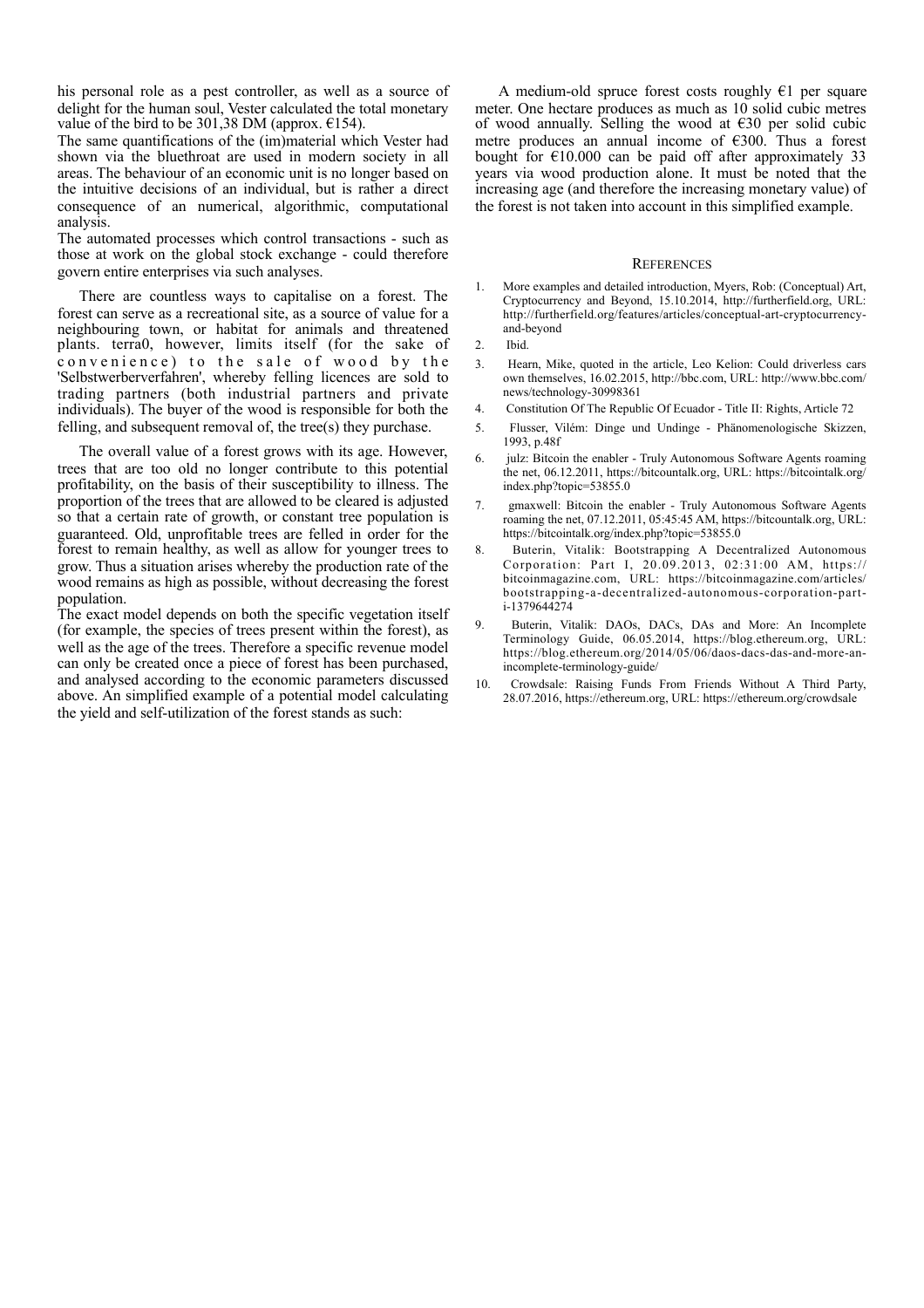his personal role as a pest controller, as well as a source of delight for the human soul, Vester calculated the total monetary value of the bird to be 301,38 DM (approx. €154).

The same quantifications of the (im)material which Vester had shown via the bluethroat are used in modern society in all areas. The behaviour of an economic unit is no longer based on the intuitive decisions of an individual, but is rather a direct consequence of an numerical, algorithmic, computational analysis.

The automated processes which control transactions - such as those at work on the global stock exchange - could therefore govern entire enterprises via such analyses.

There are countless ways to capitalise on a forest. The forest can serve as a recreational site, as a source of value for a neighbouring town, or habitat for animals and threatened plants. terra0, however, limits itself (for the sake of convenience) to the sale of wood by the 'Selbstwerberverfahren', whereby felling licences are sold to trading partners (both industrial partners and private individuals). The buyer of the wood is responsible for both the felling, and subsequent removal of, the tree(s) they purchase.

The overall value of a forest grows with its age. However, trees that are too old no longer contribute to this potential profitability, on the basis of their susceptibility to illness. The proportion of the trees that are allowed to be cleared is adjusted so that a certain rate of growth, or constant tree population is guaranteed. Old, unprofitable trees are felled in order for the forest to remain healthy, as well as allow for younger trees to grow. Thus a situation arises whereby the production rate of the wood remains as high as possible, without decreasing the forest population.

The exact model depends on both the specific vegetation itself (for example, the species of trees present within the forest), as well as the age of the trees. Therefore a specific revenue model can only be created once a piece of forest has been purchased, and analysed according to the economic parameters discussed above. An simplified example of a potential model calculating the yield and self-utilization of the forest stands as such:

A medium-old spruce forest costs roughly €1 per square meter. One hectare produces as much as 10 solid cubic metres of wood annually. Selling the wood at €30 per solid cubic metre produces an annual income of €300. Thus a forest bought for €10.000 can be paid off after approximately 33 years via wood production alone. It must be noted that the increasing age (and therefore the increasing monetary value) of the forest is not taken into account in this simplified example.

## References

1. More examples and detailed introduction, Myers, Rob: (Conceptual) Art, Cryptocurrency and Beyond, 15.10.2014, http://furtherfield.org, URL: http://furtherfield.org/features/articles/conceptual-art-cryptocurrency-and-beyond
2. Ibid.
3. Hearn, Mike, quoted in the article, Leo Kelion: Could driverless cars own themselves, 16.02.2015, http://bbc.com, URL: http://www.bbc.com/news/technology-30998361
4. Constitution Of The Republic Of Ecuador - Title II: Rights, Article 72
5. Flusser, Vilém: Dinge und Undinge - Phänomenologische Skizzen, 1993, p.48f
6. julz: Bitcoin the enabler - Truly Autonomous Software Agents roaming the net, 06.12.2011, https://bitcountalk.org, URL: https://bitcointalk.org/index.php?topic=53855.0
7. gmaxwell: Bitcoin the enabler - Truly Autonomous Software Agents roaming the net, 07.12.2011, 05:45:45 AM, https://bitcountalk.org, URL: https://bitcointalk.org/index.php?topic=53855.0
8. Buterin, Vitalik: Bootstrapping A Decentralized Autonomous Corporation: Part I, 20.09.2013, 02:31:00 AM, https://bitcoinmagazine.com, URL: https://bitcoinmagazine.com/articles/bootstrapping-a-decentralized-autonomous-corporation-part-i-1379644274
9. Buterin, Vitalik: DAOs, DACs, DAs and More: An Incomplete Terminology Guide, 06.05.2014, https://blog.ethereum.org, URL: https://blog.ethereum.org/2014/05/06/daos-dacs-das-and-more-an-incomplete-terminology-guide/
10. Crowdsale: Raising Funds From Friends Without A Third Party, 28.07.2016, https://ethereum.org, URL: https://ethereum.org/crowdsale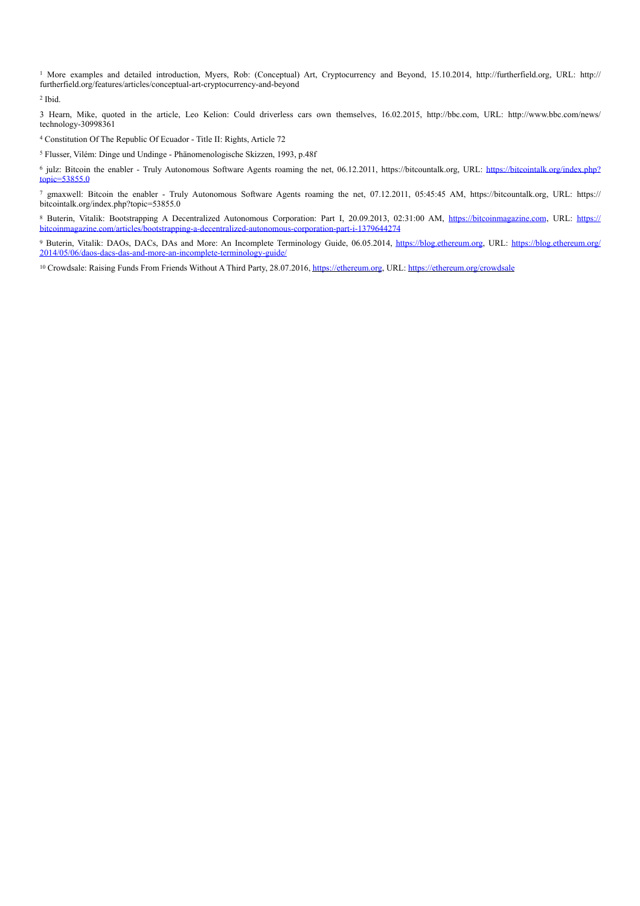[1] More examples and detailed introduction, Myers, Rob: (Conceptual) Art, Cryptocurrency and Beyond, 15.10.2014, http://furtherfield.org, URL: http://furtherfield.org/features/articles/conceptual-art-cryptocurrency-and-beyond

[2] Ibid.

3 Hearn, Mike, quoted in the article, Leo Kelion: Could driverless cars own themselves, 16.02.2015, http://bbc.com, URL: http://www.bbc.com/news/technology-30998361

[4] Constitution Of The Republic Of Ecuador - Title II: Rights, Article 72

[5] Flusser, Vilém: Dinge und Undinge - Phänomenologische Skizzen, 1993, p.48f

[6] julz: Bitcoin the enabler - Truly Autonomous Software Agents roaming the net, 06.12.2011, https://bitcountalk.org, URL: https://bitcointalk.org/index.php?topic=53855.0

[7] gmaxwell: Bitcoin the enabler - Truly Autonomous Software Agents roaming the net, 07.12.2011, 05:45:45 AM, https://bitcountalk.org, URL: https://bitcointalk.org/index.php?topic=53855.0

[8] Buterin, Vitalik: Bootstrapping A Decentralized Autonomous Corporation: Part I, 20.09.2013, 02:31:00 AM, https://bitcoinmagazine.com, URL: https://bitcoinmagazine.com/articles/bootstrapping-a-decentralized-autonomous-corporation-part-i-1379644274

[9] Buterin, Vitalik: DAOs, DACs, DAs and More: An Incomplete Terminology Guide, 06.05.2014, https://blog.ethereum.org, URL: https://blog.ethereum.org/2014/05/06/daos-dacs-das-and-more-an-incomplete-terminology-guide/

[10] Crowdsale: Raising Funds From Friends Without A Third Party, 28.07.2016, https://ethereum.org, URL: https://ethereum.org/crowdsale